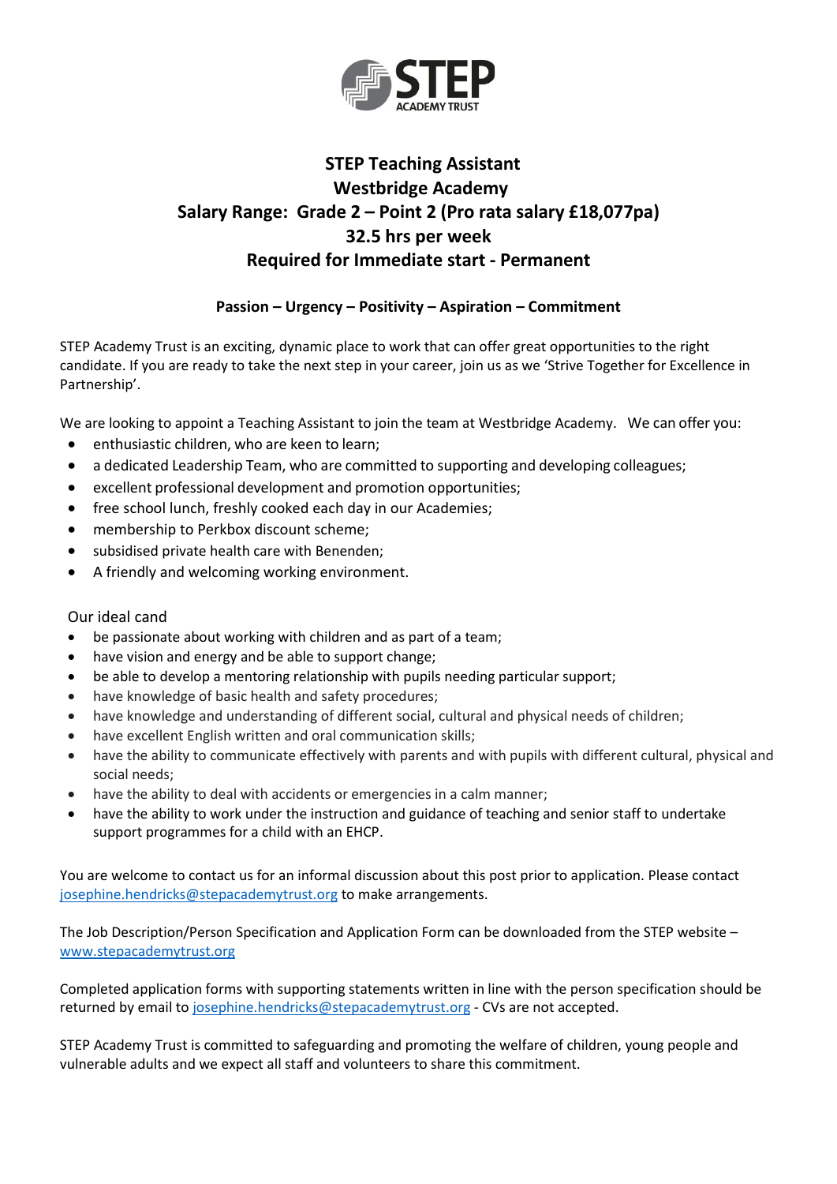STEP ACADEMY TRUST

# STEP Teaching Assistant
# Westbridge Academy
# Salary Range: Grade 2 – Point 2 (Pro rata salary £18,077pa)
# 32.5 hrs per week
# Required for Immediate start - Permanent

**Passion – Urgency – Positivity – Aspiration – Commitment**

STEP Academy Trust is an exciting, dynamic place to work that can offer great opportunities to the right candidate. If you are ready to take the next step in your career, join us as we 'Strive Together for Excellence in Partnership'.

We are looking to appoint a Teaching Assistant to join the team at Westbridge Academy. We can offer you:

- enthusiastic children, who are keen to learn;
- a dedicated Leadership Team, who are committed to supporting and developing colleagues;
- excellent professional development and promotion opportunities;
- free school lunch, freshly cooked each day in our Academies;
- membership to Perkbox discount scheme;
- subsidised private health care with Benenden;
- A friendly and welcoming working environment.

Our ideal cand

- be passionate about working with children and as part of a team;
- have vision and energy and be able to support change;
- be able to develop a mentoring relationship with pupils needing particular support;
- have knowledge of basic health and safety procedures;
- have knowledge and understanding of different social, cultural and physical needs of children;
- have excellent English written and oral communication skills;
- have the ability to communicate effectively with parents and with pupils with different cultural, physical and social needs;
- have the ability to deal with accidents or emergencies in a calm manner;
- have the ability to work under the instruction and guidance of teaching and senior staff to undertake support programmes for a child with an EHCP.

You are welcome to contact us for an informal discussion about this post prior to application. Please contact josephine.hendricks@stepacademytrust.org to make arrangements.

The Job Description/Person Specification and Application Form can be downloaded from the STEP website – www.stepacademytrust.org

Completed application forms with supporting statements written in line with the person specification should be returned by email to josephine.hendricks@stepacademytrust.org - CVs are not accepted.

STEP Academy Trust is committed to safeguarding and promoting the welfare of children, young people and vulnerable adults and we expect all staff and volunteers to share this commitment.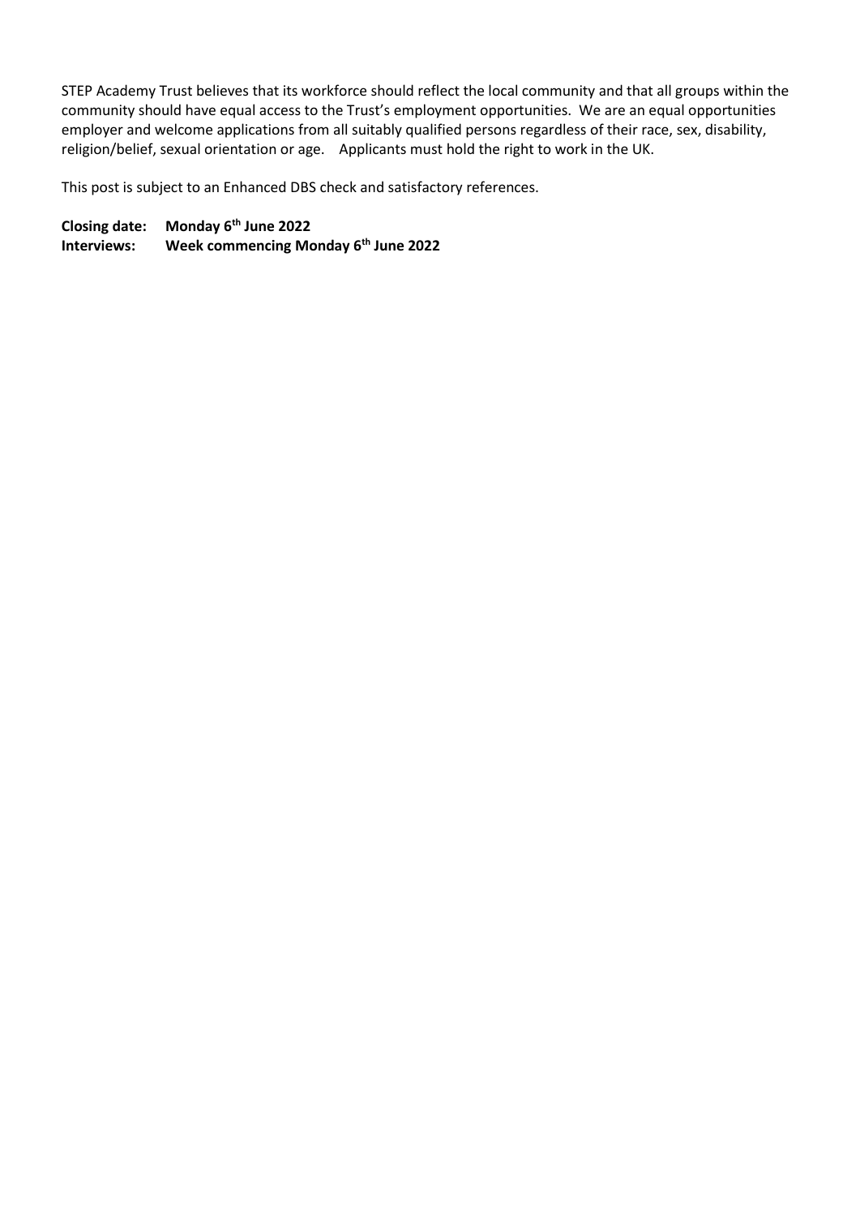STEP Academy Trust believes that its workforce should reflect the local community and that all groups within the community should have equal access to the Trust's employment opportunities. We are an equal opportunities employer and welcome applications from all suitably qualified persons regardless of their race, sex, disability, religion/belief, sexual orientation or age. Applicants must hold the right to work in the UK.

This post is subject to an Enhanced DBS check and satisfactory references.

**Closing date: Monday 6th June 2022**
**Interviews: Week commencing Monday 6th June 2022**